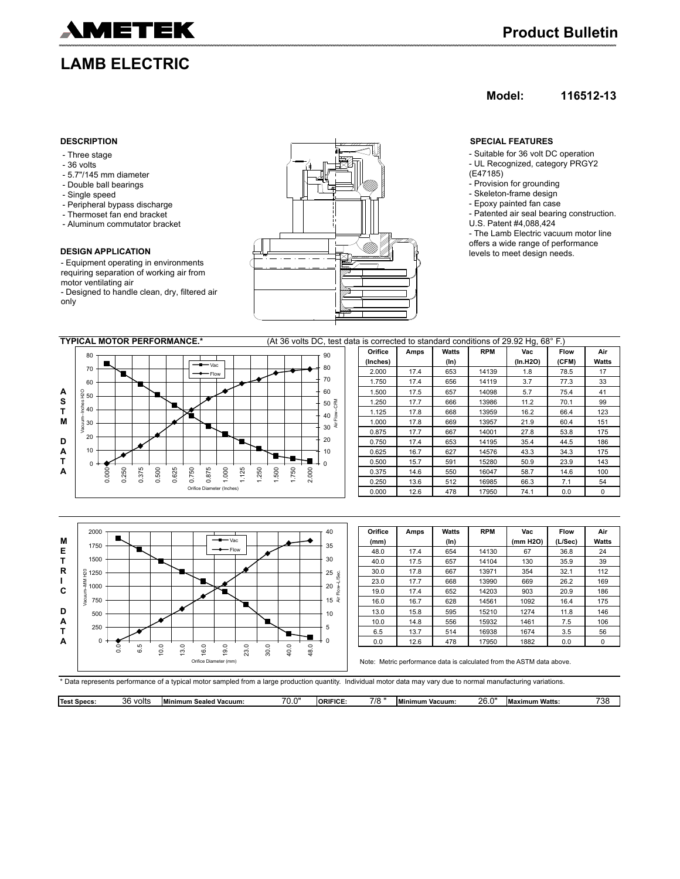# AMETEK

## Product Bulletin

# LAMB ELECTRIC

**Model: 116512-13**

### DESCRIPTION

- Three stage
- 36 volts
- 5.7"/145 mm diameter
- Double ball bearings
- Single speed
- Peripheral bypass discharge
- Thermoset fan end bracket
- Aluminum commutator bracket

### DESIGN APPLICATION

- Equipment operating in environments requiring separation of working air from motor ventilating air
- Designed to handle clean, dry, filtered air only

### SPECIAL FEATURES

- Suitable for 36 volt DC operation
- UL Recognized, category PRGY2 (E47185)
- Provision for grounding
- Skeleton-frame design
- Epoxy painted fan case
- Patented air seal bearing construction. U.S. Patent #4,088,424
- The Lamb Electric vacuum motor line offers a wide range of performance levels to meet design needs.

### TYPICAL MOTOR PERFORMANCE.*

(At 36 volts DC, test data is corrected to standard conditions of 29.92 Hg, 68° F.)

**ASTM DATA**

| Orifice (Inches) | Amps | Watts (In) | RPM | Vac (In.H2O) | Flow (CFM) | Air Watts |
|---|---|---|---|---|---|---|
| 2.000 | 17.4 | 653 | 14139 | 1.8 | 78.5 | 17 |
| 1.750 | 17.4 | 656 | 14119 | 3.7 | 77.3 | 33 |
| 1.500 | 17.5 | 657 | 14098 | 5.7 | 75.4 | 41 |
| 1.250 | 17.7 | 666 | 13986 | 11.2 | 70.1 | 99 |
| 1.125 | 17.8 | 668 | 13959 | 16.2 | 66.4 | 123 |
| 1.000 | 17.8 | 669 | 13957 | 21.9 | 60.4 | 151 |
| 0.875 | 17.7 | 667 | 14001 | 27.8 | 53.8 | 175 |
| 0.750 | 17.4 | 653 | 14195 | 35.4 | 44.5 | 186 |
| 0.625 | 16.7 | 627 | 14576 | 43.3 | 34.3 | 175 |
| 0.500 | 15.7 | 591 | 15280 | 50.9 | 23.9 | 143 |
| 0.375 | 14.6 | 550 | 16047 | 58.7 | 14.6 | 100 |
| 0.250 | 13.6 | 512 | 16985 | 66.3 | 7.1 | 54 |
| 0.000 | 12.6 | 478 | 17950 | 74.1 | 0.0 | 0 |

**METRIC DATA**

| Orifice (mm) | Amps | Watts (In) | RPM | Vac (mm H2O) | Flow (L/Sec) | Air Watts |
|---|---|---|---|---|---|---|
| 48.0 | 17.4 | 654 | 14130 | 67 | 36.8 | 24 |
| 40.0 | 17.5 | 657 | 14104 | 130 | 35.9 | 39 |
| 30.0 | 17.8 | 667 | 13971 | 354 | 32.1 | 112 |
| 23.0 | 17.7 | 668 | 13990 | 669 | 26.2 | 169 |
| 19.0 | 17.4 | 652 | 14203 | 903 | 20.9 | 186 |
| 16.0 | 16.7 | 628 | 14561 | 1092 | 16.4 | 175 |
| 13.0 | 15.8 | 595 | 15210 | 1274 | 11.8 | 146 |
| 10.0 | 14.8 | 556 | 15932 | 1461 | 7.5 | 106 |
| 6.5 | 13.7 | 514 | 16938 | 1674 | 3.5 | 56 |
| 0.0 | 12.6 | 478 | 17950 | 1882 | 0.0 | 0 |

Note: Metric performance data is calculated from the ASTM data above.

* Data represents performance of a typical motor sampled from a large production quantity. Individual motor data may vary due to normal manufacturing variations.

| Test Specs: | 36 volts | Minimum Sealed Vacuum: | 70.0" | ORIFICE: | 7/8 " | Minimum Vacuum: | 26.0" | Maximum Watts: | 738 |
|---|---|---|---|---|---|---|---|---|---|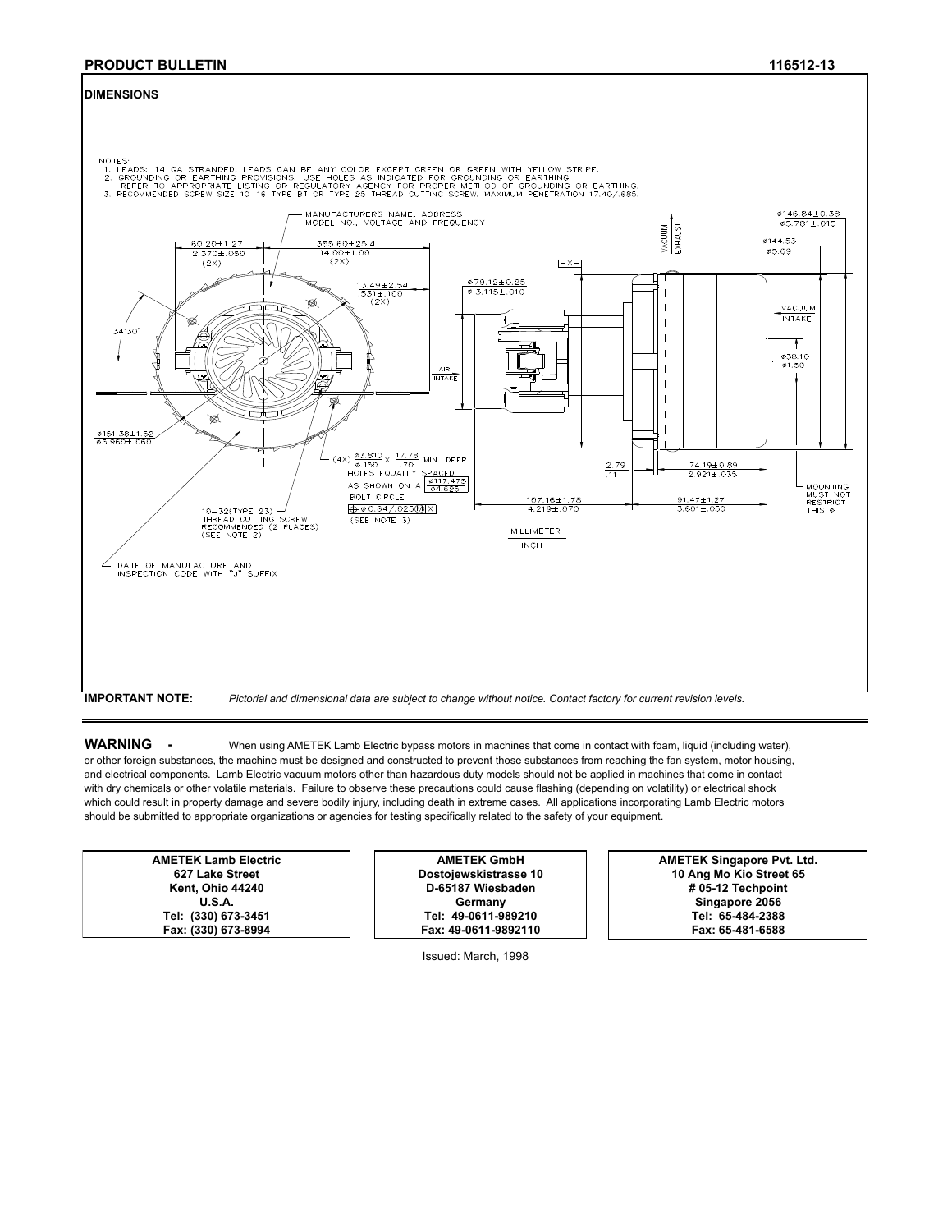**PRODUCT BULLETIN** 116512-13

**DIMENSIONS**

NOTES:
1. LEADS: 14 GA STRANDED, LEADS CAN BE ANY COLOR EXCEPT GREEN OR GREEN WITH YELLOW STRIPE.
2. GROUNDING OR EARTHING PROVISIONS: USE HOLES AS INDICATED FOR GROUNDING OR EARTHING. REFER TO APPROPRIATE LISTING OR REGULATORY AGENCY FOR PROPER METHOD OF GROUNDING OR EARTHING.
3. RECOMMENDED SCREW SIZE 10–16 TYPE BT OR TYPE 25 THREAD CUTTING SCREW. MAXIMUM PENETRATION 17.40/.685.

MANUFACTURER'S NAME, ADDRESS MODEL NO., VOLTAGE AND FREQUENCY

60.20±1.27 / 2.370±.050 (2X)

355.60±25.4 / 14.00±1.00 (2X)

13.49±2.54 / .531±.100 (2X)

34°30'

ø151.38±1.52 / ø5.960±.060

(4X) ø3.810 / ø.150 X 17.78 / .70 MIN. DEEP HOLES EQUALLY SPACED AS SHOWN ON A ø117.475 / ø4.625 BOLT CIRCLE ø0.64/.025 Ⓜ X (SEE NOTE 3)

10–32(TYPE 23) THREAD CUTTING SCREW RECOMMENDED (2 PLACES) (SEE NOTE 2)

DATE OF MANUFACTURE AND INSPECTION CODE WITH "J" SUFFIX

AIR INTAKE

ø79.12±0.25 / ø3.115±.010

-X-

VACUUM EXHAUST

ø146.84±0.38 / ø5.781±.015

ø144.53 / ø5.69

VACUUM INTAKE

ø38.10 / ø1.50

2.79 / .11

74.19±0.89 / 2.921±.035

107.16±1.78 / 4.219±.070

91.47±1.27 / 3.601±.050

MOUNTING MUST NOT RESTRICT THIS ø

MILLIMETER / INCH

**IMPORTANT NOTE:** *Pictorial and dimensional data are subject to change without notice. Contact factory for current revision levels.*

---

**WARNING -** When using AMETEK Lamb Electric bypass motors in machines that come in contact with foam, liquid (including water), or other foreign substances, the machine must be designed and constructed to prevent those substances from reaching the fan system, motor housing, and electrical components. Lamb Electric vacuum motors other than hazardous duty models should not be applied in machines that come in contact with dry chemicals or other volatile materials. Failure to observe these precautions could cause flashing (depending on volatility) or electrical shock which could result in property damage and severe bodily injury, including death in extreme cases. All applications incorporating Lamb Electric motors should be submitted to appropriate organizations or agencies for testing specifically related to the safety of your equipment.

| AMETEK Lamb Electric | AMETEK GmbH | AMETEK Singapore Pvt. Ltd. |
|---|---|---|
| 627 Lake Street | Dostojewskistrasse 10 | 10 Ang Mo Kio Street 65 |
| Kent, Ohio 44240 | D-65187 Wiesbaden | # 05-12 Techpoint |
| U.S.A. | Germany | Singapore 2056 |
| Tel: (330) 673-3451 | Tel: 49-0611-989210 | Tel: 65-484-2388 |
| Fax: (330) 673-8994 | Fax: 49-0611-9892110 | Fax: 65-481-6588 |

Issued: March, 1998